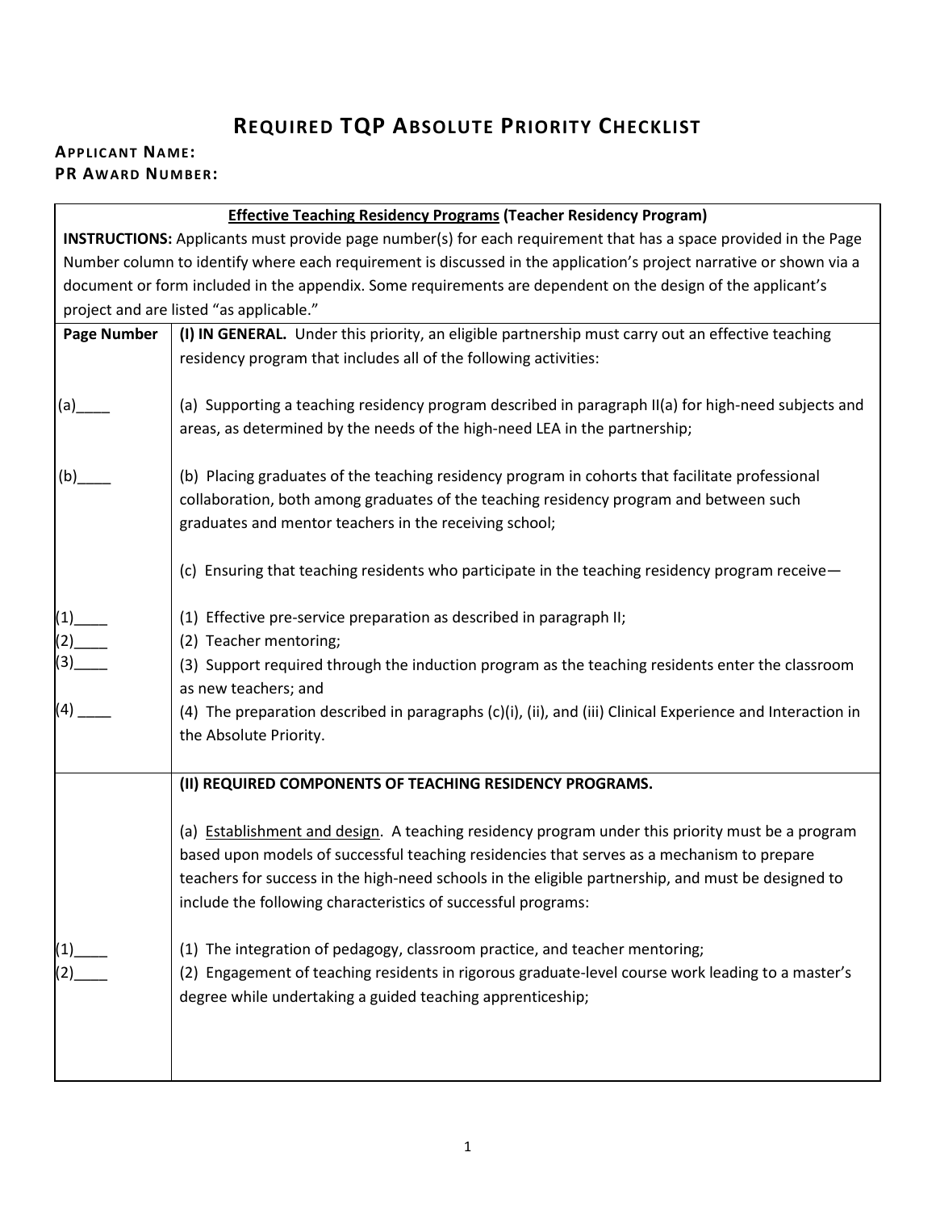# REQUIRED TQP ABSOLUTE PRIORITY CHECKLIST

**APPLICANT NAME:**
**PR AWARD NUMBER:**

| Effective Teaching Residency Programs (Teacher Residency Program) | |
|---|---|
| **INSTRUCTIONS:** Applicants must provide page number(s) for each requirement that has a space provided in the Page Number column to identify where each requirement is discussed in the application's project narrative or shown via a document or form included in the appendix. Some requirements are dependent on the design of the applicant's project and are listed "as applicable." | |
| **Page Number** | **(I) IN GENERAL.** Under this priority, an eligible partnership must carry out an effective teaching residency program that includes all of the following activities: |
| (a)____ | (a) Supporting a teaching residency program described in paragraph II(a) for high-need subjects and areas, as determined by the needs of the high-need LEA in the partnership; |
| (b)____ | (b) Placing graduates of the teaching residency program in cohorts that facilitate professional collaboration, both among graduates of the teaching residency program and between such graduates and mentor teachers in the receiving school; |
| | (c) Ensuring that teaching residents who participate in the teaching residency program receive— |
| (1)____ | (1) Effective pre-service preparation as described in paragraph II; |
| (2)____ | (2) Teacher mentoring; |
| (3)____ | (3) Support required through the induction program as the teaching residents enter the classroom as new teachers; and |
| (4) ____ | (4) The preparation described in paragraphs (c)(i), (ii), and (iii) Clinical Experience and Interaction in the Absolute Priority. |
| | **(II) REQUIRED COMPONENTS OF TEACHING RESIDENCY PROGRAMS.** |
| | (a) Establishment and design. A teaching residency program under this priority must be a program based upon models of successful teaching residencies that serves as a mechanism to prepare teachers for success in the high-need schools in the eligible partnership, and must be designed to include the following characteristics of successful programs: |
| (1)____ | (1) The integration of pedagogy, classroom practice, and teacher mentoring; |
| (2)____ | (2) Engagement of teaching residents in rigorous graduate-level course work leading to a master's degree while undertaking a guided teaching apprenticeship; |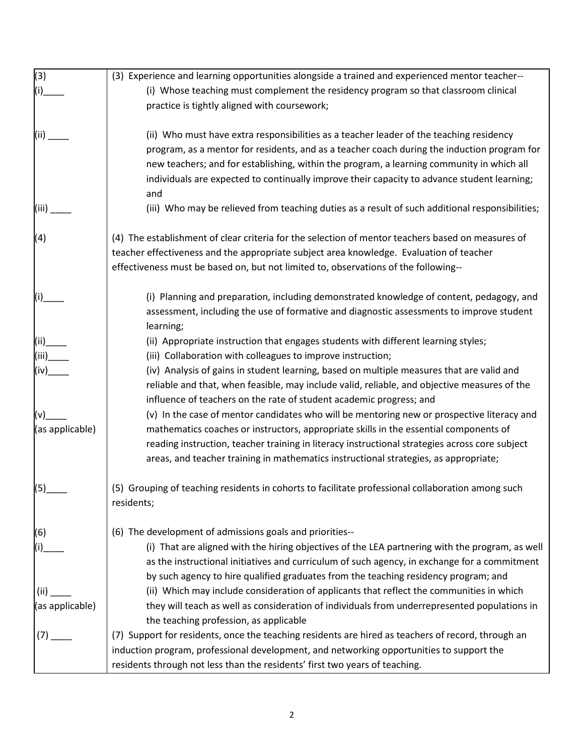| | |
|---|---|
| (3)<br>(i)____ | (3) Experience and learning opportunities alongside a trained and experienced mentor teacher--<br>(i) Whose teaching must complement the residency program so that classroom clinical practice is tightly aligned with coursework; |
| (ii) ____ | (ii) Who must have extra responsibilities as a teacher leader of the teaching residency program, as a mentor for residents, and as a teacher coach during the induction program for new teachers; and for establishing, within the program, a learning community in which all individuals are expected to continually improve their capacity to advance student learning; and |
| (iii) ____ | (iii) Who may be relieved from teaching duties as a result of such additional responsibilities; |
| (4) | (4) The establishment of clear criteria for the selection of mentor teachers based on measures of teacher effectiveness and the appropriate subject area knowledge. Evaluation of teacher effectiveness must be based on, but not limited to, observations of the following-- |
| (i)____ | (i) Planning and preparation, including demonstrated knowledge of content, pedagogy, and assessment, including the use of formative and diagnostic assessments to improve student learning; |
| (ii)____ | (ii) Appropriate instruction that engages students with different learning styles; |
| (iii)____ | (iii) Collaboration with colleagues to improve instruction; |
| (iv)____ | (iv) Analysis of gains in student learning, based on multiple measures that are valid and reliable and that, when feasible, may include valid, reliable, and objective measures of the influence of teachers on the rate of student academic progress; and |
| (v)____<br>(as applicable) | (v) In the case of mentor candidates who will be mentoring new or prospective literacy and mathematics coaches or instructors, appropriate skills in the essential components of reading instruction, teacher training in literacy instructional strategies across core subject areas, and teacher training in mathematics instructional strategies, as appropriate; |
| (5)____ | (5) Grouping of teaching residents in cohorts to facilitate professional collaboration among such residents; |
| (6)<br>(i)____ | (6) The development of admissions goals and priorities--<br>(i) That are aligned with the hiring objectives of the LEA partnering with the program, as well as the instructional initiatives and curriculum of such agency, in exchange for a commitment by such agency to hire qualified graduates from the teaching residency program; and |
| (ii) ____<br>(as applicable) | (ii) Which may include consideration of applicants that reflect the communities in which they will teach as well as consideration of individuals from underrepresented populations in the teaching profession, as applicable |
| (7) ____ | (7) Support for residents, once the teaching residents are hired as teachers of record, through an induction program, professional development, and networking opportunities to support the residents through not less than the residents' first two years of teaching. |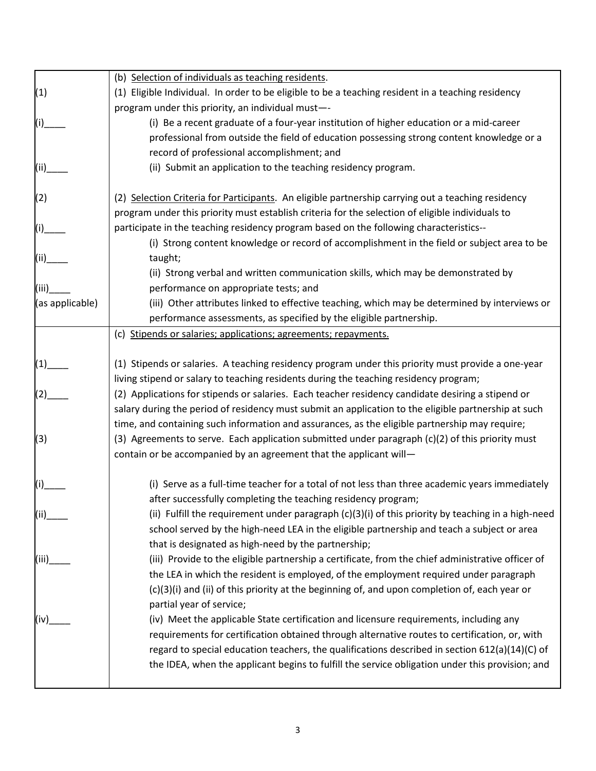| | |
|---|---|
| | (b) Selection of individuals as teaching residents. |
| (1) | (1) Eligible Individual. In order to be eligible to be a teaching resident in a teaching residency program under this priority, an individual must—- |
| (i)____ | (i) Be a recent graduate of a four-year institution of higher education or a mid-career professional from outside the field of education possessing strong content knowledge or a record of professional accomplishment; and |
| (ii)____ | (ii) Submit an application to the teaching residency program. |
| (2) | (2) Selection Criteria for Participants. An eligible partnership carrying out a teaching residency program under this priority must establish criteria for the selection of eligible individuals to participate in the teaching residency program based on the following characteristics-- |
| (i)____ | (i) Strong content knowledge or record of accomplishment in the field or subject area to be taught; |
| (ii)____ | (ii) Strong verbal and written communication skills, which may be demonstrated by performance on appropriate tests; and |
| (iii)____ (as applicable) | (iii) Other attributes linked to effective teaching, which may be determined by interviews or performance assessments, as specified by the eligible partnership. |
| | (c) Stipends or salaries; applications; agreements; repayments. |
| (1)____ | (1) Stipends or salaries. A teaching residency program under this priority must provide a one-year living stipend or salary to teaching residents during the teaching residency program; |
| (2)____ | (2) Applications for stipends or salaries. Each teacher residency candidate desiring a stipend or salary during the period of residency must submit an application to the eligible partnership at such time, and containing such information and assurances, as the eligible partnership may require; |
| (3) | (3) Agreements to serve. Each application submitted under paragraph (c)(2) of this priority must contain or be accompanied by an agreement that the applicant will— |
| (i)____ | (i) Serve as a full-time teacher for a total of not less than three academic years immediately after successfully completing the teaching residency program; |
| (ii)____ | (ii) Fulfill the requirement under paragraph (c)(3)(i) of this priority by teaching in a high-need school served by the high-need LEA in the eligible partnership and teach a subject or area that is designated as high-need by the partnership; |
| (iii)____ | (iii) Provide to the eligible partnership a certificate, from the chief administrative officer of the LEA in which the resident is employed, of the employment required under paragraph (c)(3)(i) and (ii) of this priority at the beginning of, and upon completion of, each year or partial year of service; |
| (iv)____ | (iv) Meet the applicable State certification and licensure requirements, including any requirements for certification obtained through alternative routes to certification, or, with regard to special education teachers, the qualifications described in section 612(a)(14)(C) of the IDEA, when the applicant begins to fulfill the service obligation under this provision; and |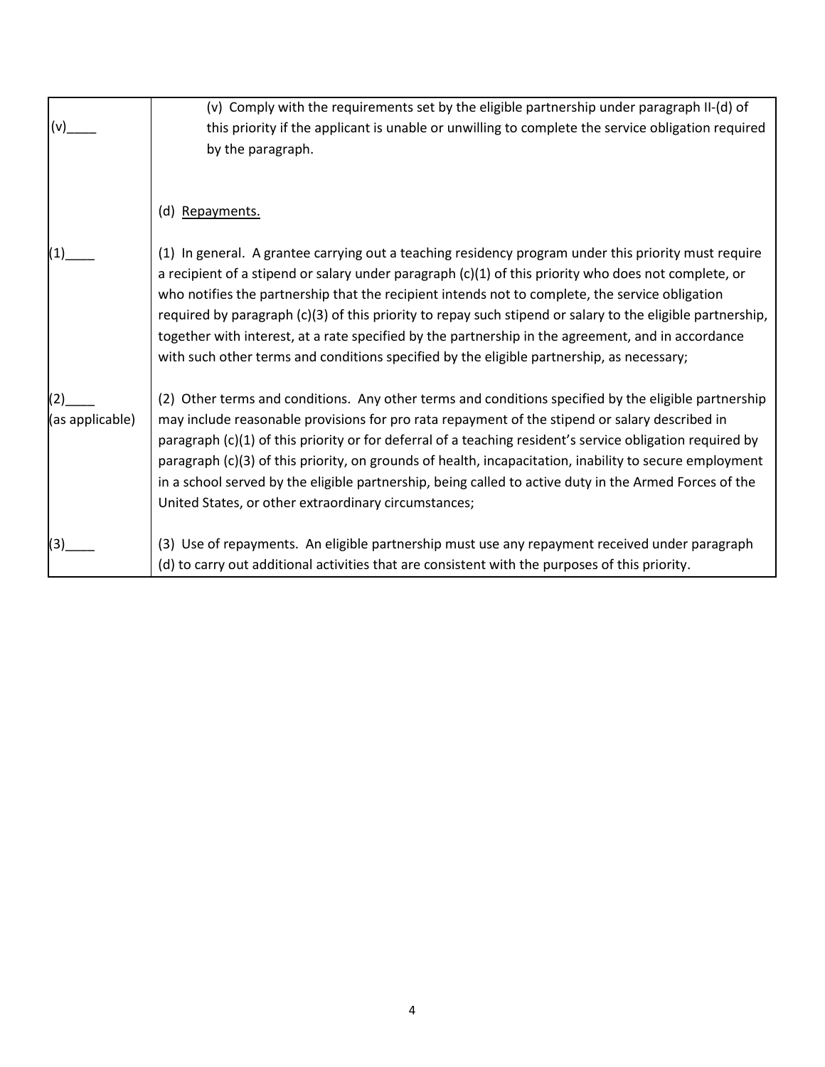| | |
|---|---|
| (v)____ | (v) Comply with the requirements set by the eligible partnership under paragraph II-(d) of this priority if the applicant is unable or unwilling to complete the service obligation required by the paragraph. |
| | (d) Repayments. |
| (1)____ | (1) In general. A grantee carrying out a teaching residency program under this priority must require a recipient of a stipend or salary under paragraph (c)(1) of this priority who does not complete, or who notifies the partnership that the recipient intends not to complete, the service obligation required by paragraph (c)(3) of this priority to repay such stipend or salary to the eligible partnership, together with interest, at a rate specified by the partnership in the agreement, and in accordance with such other terms and conditions specified by the eligible partnership, as necessary; |
| (2)____ (as applicable) | (2) Other terms and conditions. Any other terms and conditions specified by the eligible partnership may include reasonable provisions for pro rata repayment of the stipend or salary described in paragraph (c)(1) of this priority or for deferral of a teaching resident's service obligation required by paragraph (c)(3) of this priority, on grounds of health, incapacitation, inability to secure employment in a school served by the eligible partnership, being called to active duty in the Armed Forces of the United States, or other extraordinary circumstances; |
| (3)____ | (3) Use of repayments. An eligible partnership must use any repayment received under paragraph (d) to carry out additional activities that are consistent with the purposes of this priority. |